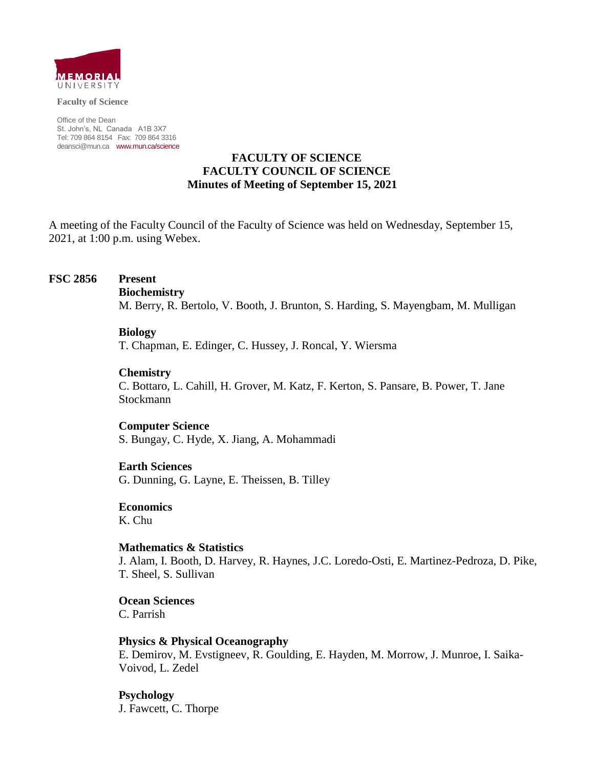**Faculty of Science**

Office of the Dean
St. John's, NL Canada A1B 3X7
Tel: 709 864 8154 Fax: 709 864 3316
deansci@mun.ca www.mun.ca/science

# FACULTY OF SCIENCE
# FACULTY COUNCIL OF SCIENCE
## Minutes of Meeting of September 15, 2021

A meeting of the Faculty Council of the Faculty of Science was held on Wednesday, September 15, 2021, at 1:00 p.m. using Webex.

**FSC 2856** **Present**

**Biochemistry**
M. Berry, R. Bertolo, V. Booth, J. Brunton, S. Harding, S. Mayengbam, M. Mulligan

**Biology**
T. Chapman, E. Edinger, C. Hussey, J. Roncal, Y. Wiersma

**Chemistry**
C. Bottaro, L. Cahill, H. Grover, M. Katz, F. Kerton, S. Pansare, B. Power, T. Jane Stockmann

**Computer Science**
S. Bungay, C. Hyde, X. Jiang, A. Mohammadi

**Earth Sciences**
G. Dunning, G. Layne, E. Theissen, B. Tilley

**Economics**
K. Chu

**Mathematics & Statistics**
J. Alam, I. Booth, D. Harvey, R. Haynes, J.C. Loredo-Osti, E. Martinez-Pedroza, D. Pike, T. Sheel, S. Sullivan

**Ocean Sciences**
C. Parrish

**Physics & Physical Oceanography**
E. Demirov, M. Evstigneev, R. Goulding, E. Hayden, M. Morrow, J. Munroe, I. Saika-Voivod, L. Zedel

**Psychology**
J. Fawcett, C. Thorpe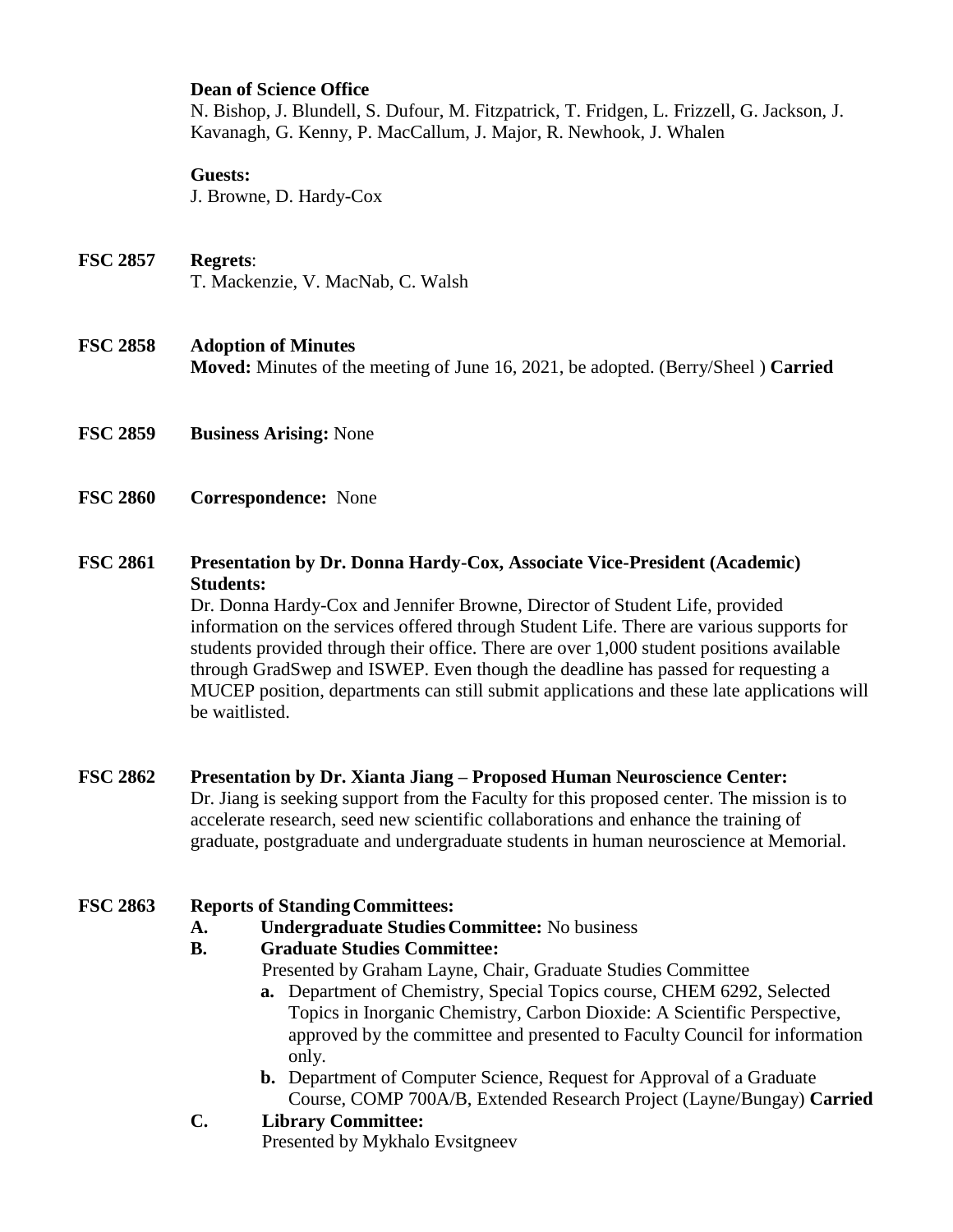**Dean of Science Office**
N. Bishop, J. Blundell, S. Dufour, M. Fitzpatrick, T. Fridgen, L. Frizzell, G. Jackson, J. Kavanagh, G. Kenny, P. MacCallum, J. Major, R. Newhook, J. Whalen

**Guests:**
J. Browne, D. Hardy-Cox

**FSC 2857** **Regrets**:
T. Mackenzie, V. MacNab, C. Walsh

**FSC 2858** **Adoption of Minutes**
**Moved:** Minutes of the meeting of June 16, 2021, be adopted. (Berry/Sheel ) **Carried**

**FSC 2859** **Business Arising:** None

**FSC 2860** **Correspondence:** None

**FSC 2861** **Presentation by Dr. Donna Hardy-Cox, Associate Vice-President (Academic) Students:**
Dr. Donna Hardy-Cox and Jennifer Browne, Director of Student Life, provided information on the services offered through Student Life. There are various supports for students provided through their office. There are over 1,000 student positions available through GradSwep and ISWEP. Even though the deadline has passed for requesting a MUCEP position, departments can still submit applications and these late applications will be waitlisted.

**FSC 2862** **Presentation by Dr. Xianta Jiang – Proposed Human Neuroscience Center:**
Dr. Jiang is seeking support from the Faculty for this proposed center. The mission is to accelerate research, seed new scientific collaborations and enhance the training of graduate, postgraduate and undergraduate students in human neuroscience at Memorial.

**FSC 2863** **Reports of Standing Committees:**

**A.** **Undergraduate Studies Committee:** No business

**B.** **Graduate Studies Committee:**
Presented by Graham Layne, Chair, Graduate Studies Committee

- **a.** Department of Chemistry, Special Topics course, CHEM 6292, Selected Topics in Inorganic Chemistry, Carbon Dioxide: A Scientific Perspective, approved by the committee and presented to Faculty Council for information only.
- **b.** Department of Computer Science, Request for Approval of a Graduate Course, COMP 700A/B, Extended Research Project (Layne/Bungay) **Carried**

**C.** **Library Committee:**
Presented by Mykhalo Evsitgneev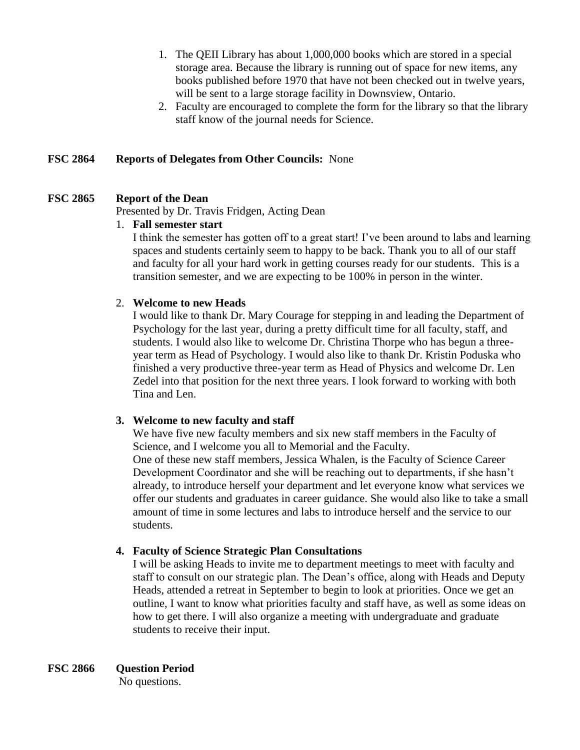1. The QEII Library has about 1,000,000 books which are stored in a special storage area. Because the library is running out of space for new items, any books published before 1970 that have not been checked out in twelve years, will be sent to a large storage facility in Downsview, Ontario.
2. Faculty are encouraged to complete the form for the library so that the library staff know of the journal needs for Science.

**FSC 2864 Reports of Delegates from Other Councils:** None

**FSC 2865 Report of the Dean**

Presented by Dr. Travis Fridgen, Acting Dean

1. **Fall semester start**

   I think the semester has gotten off to a great start! I've been around to labs and learning spaces and students certainly seem to happy to be back. Thank you to all of our staff and faculty for all your hard work in getting courses ready for our students. This is a transition semester, and we are expecting to be 100% in person in the winter.

2. **Welcome to new Heads**

   I would like to thank Dr. Mary Courage for stepping in and leading the Department of Psychology for the last year, during a pretty difficult time for all faculty, staff, and students. I would also like to welcome Dr. Christina Thorpe who has begun a three-year term as Head of Psychology. I would also like to thank Dr. Kristin Poduska who finished a very productive three-year term as Head of Physics and welcome Dr. Len Zedel into that position for the next three years. I look forward to working with both Tina and Len.

3. **Welcome to new faculty and staff**

   We have five new faculty members and six new staff members in the Faculty of Science, and I welcome you all to Memorial and the Faculty.
   One of these new staff members, Jessica Whalen, is the Faculty of Science Career Development Coordinator and she will be reaching out to departments, if she hasn't already, to introduce herself your department and let everyone know what services we offer our students and graduates in career guidance. She would also like to take a small amount of time in some lectures and labs to introduce herself and the service to our students.

4. **Faculty of Science Strategic Plan Consultations**

   I will be asking Heads to invite me to department meetings to meet with faculty and staff to consult on our strategic plan. The Dean's office, along with Heads and Deputy Heads, attended a retreat in September to begin to look at priorities. Once we get an outline, I want to know what priorities faculty and staff have, as well as some ideas on how to get there. I will also organize a meeting with undergraduate and graduate students to receive their input.

**FSC 2866 Question Period**

No questions.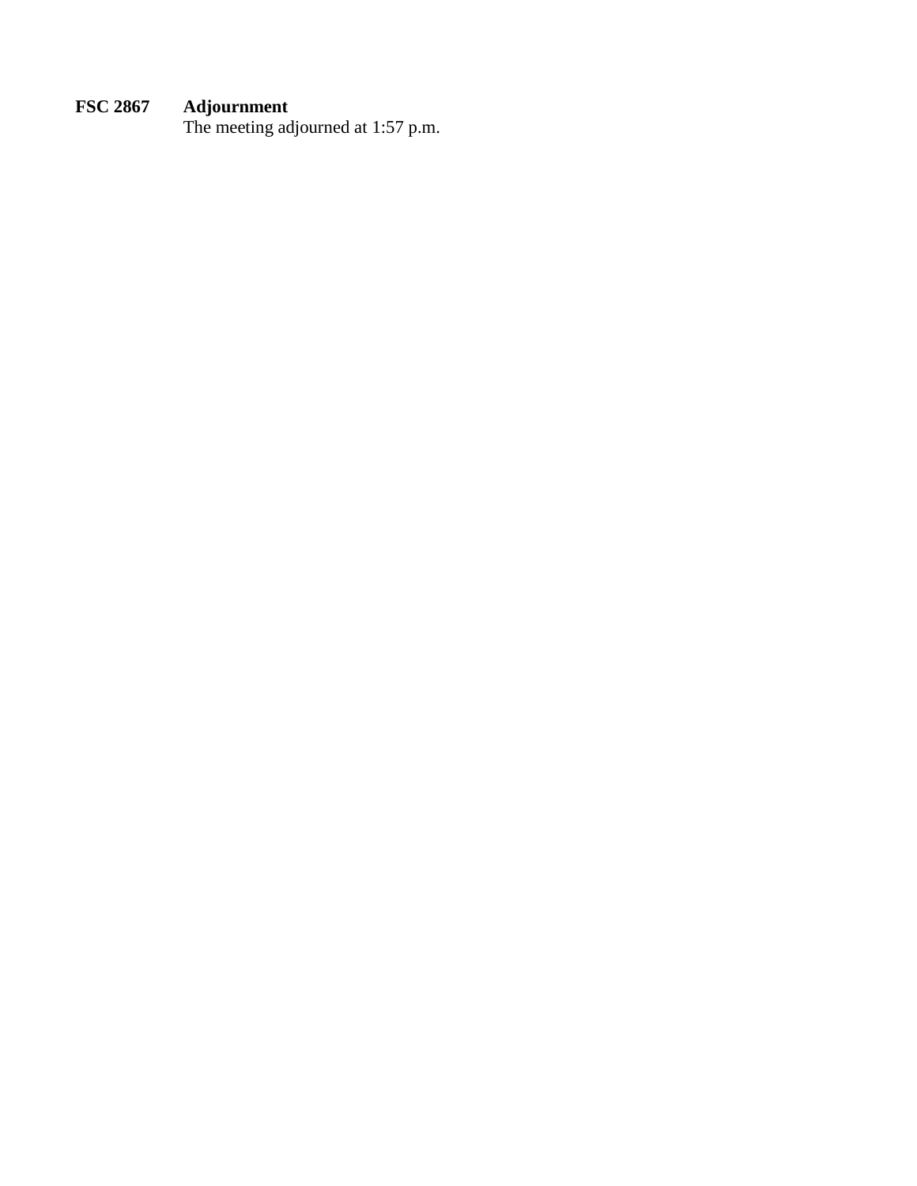**FSC 2867 Adjournment**

The meeting adjourned at 1:57 p.m.